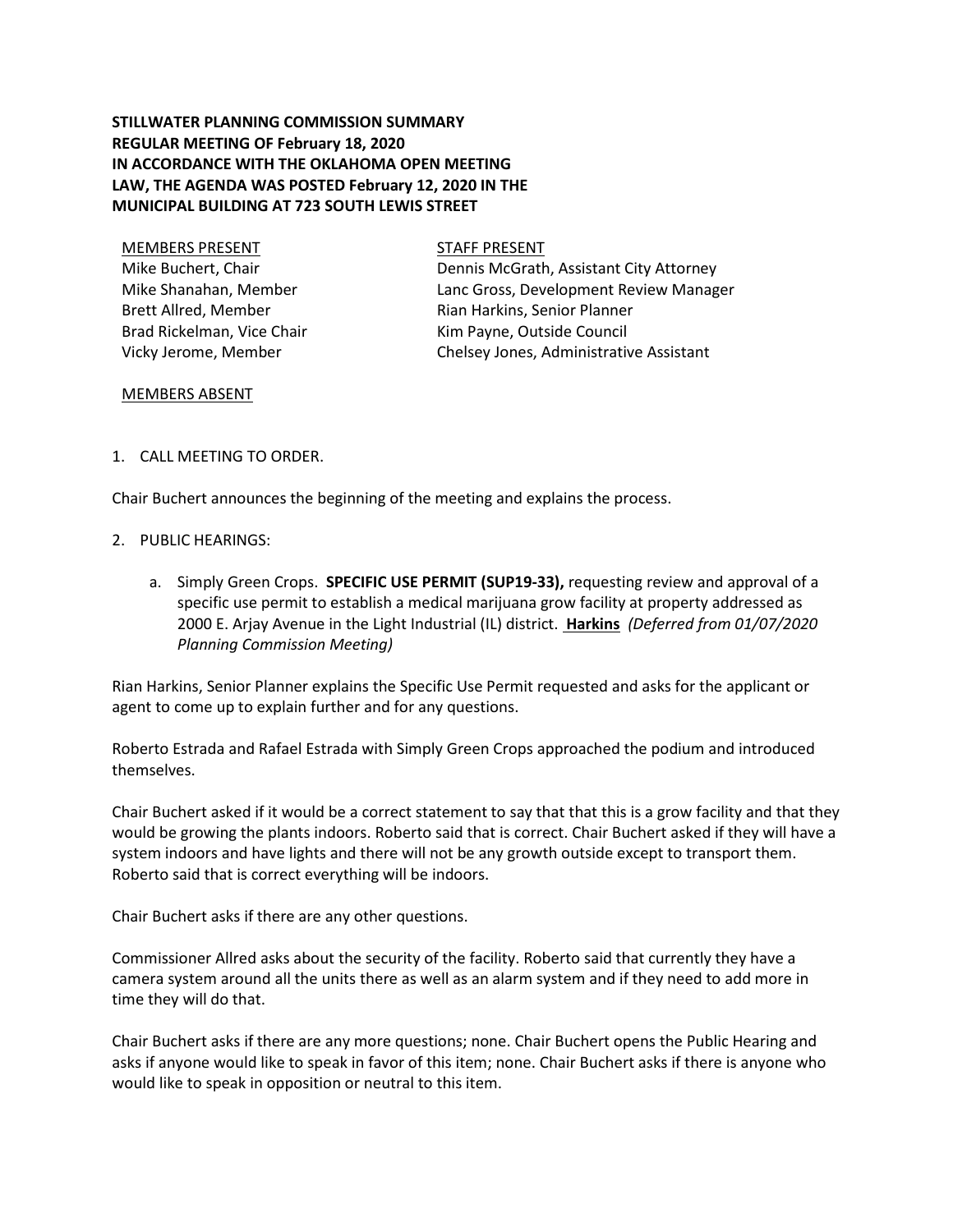**STILLWATER PLANNING COMMISSION SUMMARY**
**REGULAR MEETING OF February 18, 2020**
**IN ACCORDANCE WITH THE OKLAHOMA OPEN MEETING LAW, THE AGENDA WAS POSTED February 12, 2020 IN THE MUNICIPAL BUILDING AT 723 SOUTH LEWIS STREET**

| MEMBERS PRESENT | STAFF PRESENT |
| --- | --- |
| Mike Buchert, Chair | Dennis McGrath, Assistant City Attorney |
| Mike Shanahan, Member | Lanc Gross, Development Review Manager |
| Brett Allred, Member | Rian Harkins, Senior Planner |
| Brad Rickelman, Vice Chair | Kim Payne, Outside Council |
| Vicky Jerome, Member | Chelsey Jones, Administrative Assistant |

MEMBERS ABSENT

1. CALL MEETING TO ORDER.

Chair Buchert announces the beginning of the meeting and explains the process.

2. PUBLIC HEARINGS:

   a. Simply Green Crops. **SPECIFIC USE PERMIT (SUP19-33),** requesting review and approval of a specific use permit to establish a medical marijuana grow facility at property addressed as 2000 E. Arjay Avenue in the Light Industrial (IL) district. **Harkins** *(Deferred from 01/07/2020 Planning Commission Meeting)*

Rian Harkins, Senior Planner explains the Specific Use Permit requested and asks for the applicant or agent to come up to explain further and for any questions.

Roberto Estrada and Rafael Estrada with Simply Green Crops approached the podium and introduced themselves.

Chair Buchert asked if it would be a correct statement to say that that this is a grow facility and that they would be growing the plants indoors. Roberto said that is correct. Chair Buchert asked if they will have a system indoors and have lights and there will not be any growth outside except to transport them. Roberto said that is correct everything will be indoors.

Chair Buchert asks if there are any other questions.

Commissioner Allred asks about the security of the facility. Roberto said that currently they have a camera system around all the units there as well as an alarm system and if they need to add more in time they will do that.

Chair Buchert asks if there are any more questions; none. Chair Buchert opens the Public Hearing and asks if anyone would like to speak in favor of this item; none. Chair Buchert asks if there is anyone who would like to speak in opposition or neutral to this item.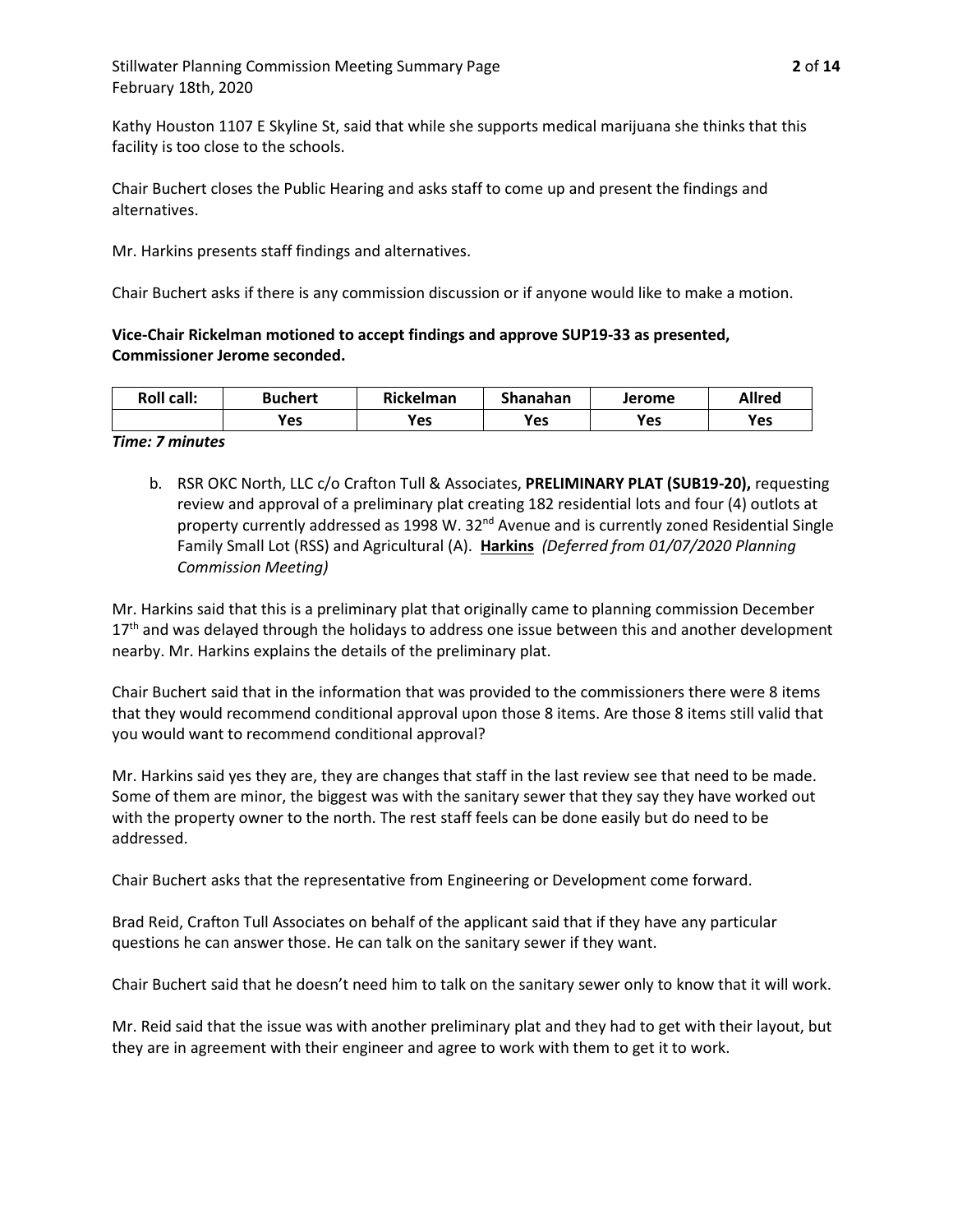Kathy Houston 1107 E Skyline St, said that while she supports medical marijuana she thinks that this facility is too close to the schools.

Chair Buchert closes the Public Hearing and asks staff to come up and present the findings and alternatives.

Mr. Harkins presents staff findings and alternatives.

Chair Buchert asks if there is any commission discussion or if anyone would like to make a motion.

**Vice-Chair Rickelman motioned to accept findings and approve SUP19-33 as presented, Commissioner Jerome seconded.**

| Roll call: | Buchert | Rickelman | Shanahan | Jerome | Allred |
|---|---|---|---|---|---|
| | Yes | Yes | Yes | Yes | Yes |

***Time: 7 minutes***

b. RSR OKC North, LLC c/o Crafton Tull & Associates, **PRELIMINARY PLAT (SUB19-20),** requesting review and approval of a preliminary plat creating 182 residential lots and four (4) outlots at property currently addressed as 1998 W. 32nd Avenue and is currently zoned Residential Single Family Small Lot (RSS) and Agricultural (A). **Harkins** *(Deferred from 01/07/2020 Planning Commission Meeting)*

Mr. Harkins said that this is a preliminary plat that originally came to planning commission December 17th and was delayed through the holidays to address one issue between this and another development nearby. Mr. Harkins explains the details of the preliminary plat.

Chair Buchert said that in the information that was provided to the commissioners there were 8 items that they would recommend conditional approval upon those 8 items. Are those 8 items still valid that you would want to recommend conditional approval?

Mr. Harkins said yes they are, they are changes that staff in the last review see that need to be made. Some of them are minor, the biggest was with the sanitary sewer that they say they have worked out with the property owner to the north. The rest staff feels can be done easily but do need to be addressed.

Chair Buchert asks that the representative from Engineering or Development come forward.

Brad Reid, Crafton Tull Associates on behalf of the applicant said that if they have any particular questions he can answer those. He can talk on the sanitary sewer if they want.

Chair Buchert said that he doesn't need him to talk on the sanitary sewer only to know that it will work.

Mr. Reid said that the issue was with another preliminary plat and they had to get with their layout, but they are in agreement with their engineer and agree to work with them to get it to work.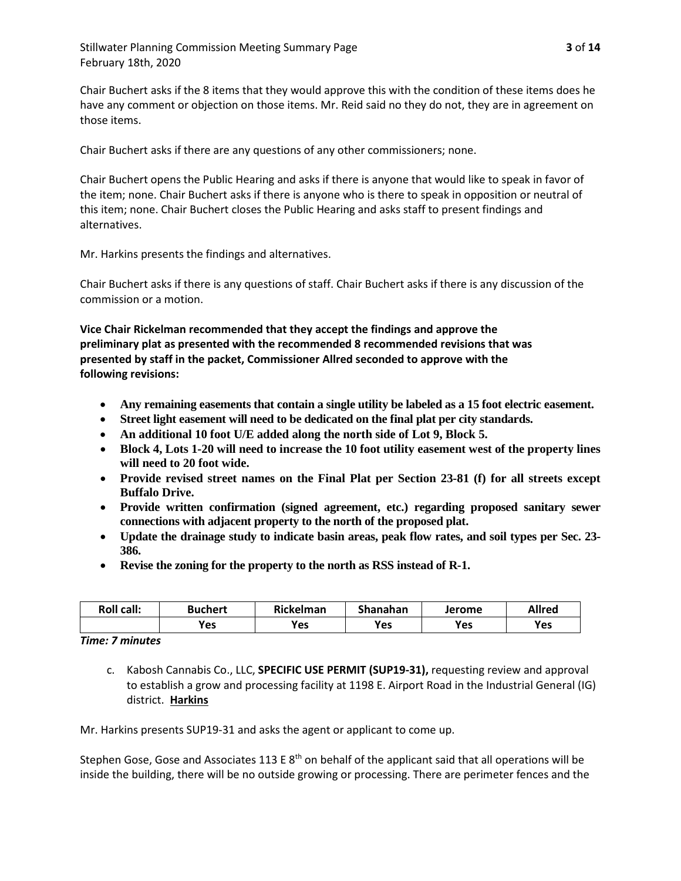Chair Buchert asks if the 8 items that they would approve this with the condition of these items does he have any comment or objection on those items. Mr. Reid said no they do not, they are in agreement on those items.

Chair Buchert asks if there are any questions of any other commissioners; none.

Chair Buchert opens the Public Hearing and asks if there is anyone that would like to speak in favor of the item; none. Chair Buchert asks if there is anyone who is there to speak in opposition or neutral of this item; none. Chair Buchert closes the Public Hearing and asks staff to present findings and alternatives.

Mr. Harkins presents the findings and alternatives.

Chair Buchert asks if there is any questions of staff. Chair Buchert asks if there is any discussion of the commission or a motion.

**Vice Chair Rickelman recommended that they accept the findings and approve the preliminary plat as presented with the recommended 8 recommended revisions that was presented by staff in the packet, Commissioner Allred seconded to approve with the following revisions:**

- **Any remaining easements that contain a single utility be labeled as a 15 foot electric easement.**
- **Street light easement will need to be dedicated on the final plat per city standards.**
- **An additional 10 foot U/E added along the north side of Lot 9, Block 5.**
- **Block 4, Lots 1-20 will need to increase the 10 foot utility easement west of the property lines will need to 20 foot wide.**
- **Provide revised street names on the Final Plat per Section 23-81 (f) for all streets except Buffalo Drive.**
- **Provide written confirmation (signed agreement, etc.) regarding proposed sanitary sewer connections with adjacent property to the north of the proposed plat.**
- **Update the drainage study to indicate basin areas, peak flow rates, and soil types per Sec. 23-386.**
- **Revise the zoning for the property to the north as RSS instead of R-1.**

| Roll call: | Buchert | Rickelman | Shanahan | Jerome | Allred |
|---|---|---|---|---|---|
| | Yes | Yes | Yes | Yes | Yes |

***Time: 7 minutes***

c. Kabosh Cannabis Co., LLC, **SPECIFIC USE PERMIT (SUP19-31),** requesting review and approval to establish a grow and processing facility at 1198 E. Airport Road in the Industrial General (IG) district. **Harkins**

Mr. Harkins presents SUP19-31 and asks the agent or applicant to come up.

Stephen Gose, Gose and Associates 113 E 8th on behalf of the applicant said that all operations will be inside the building, there will be no outside growing or processing. There are perimeter fences and the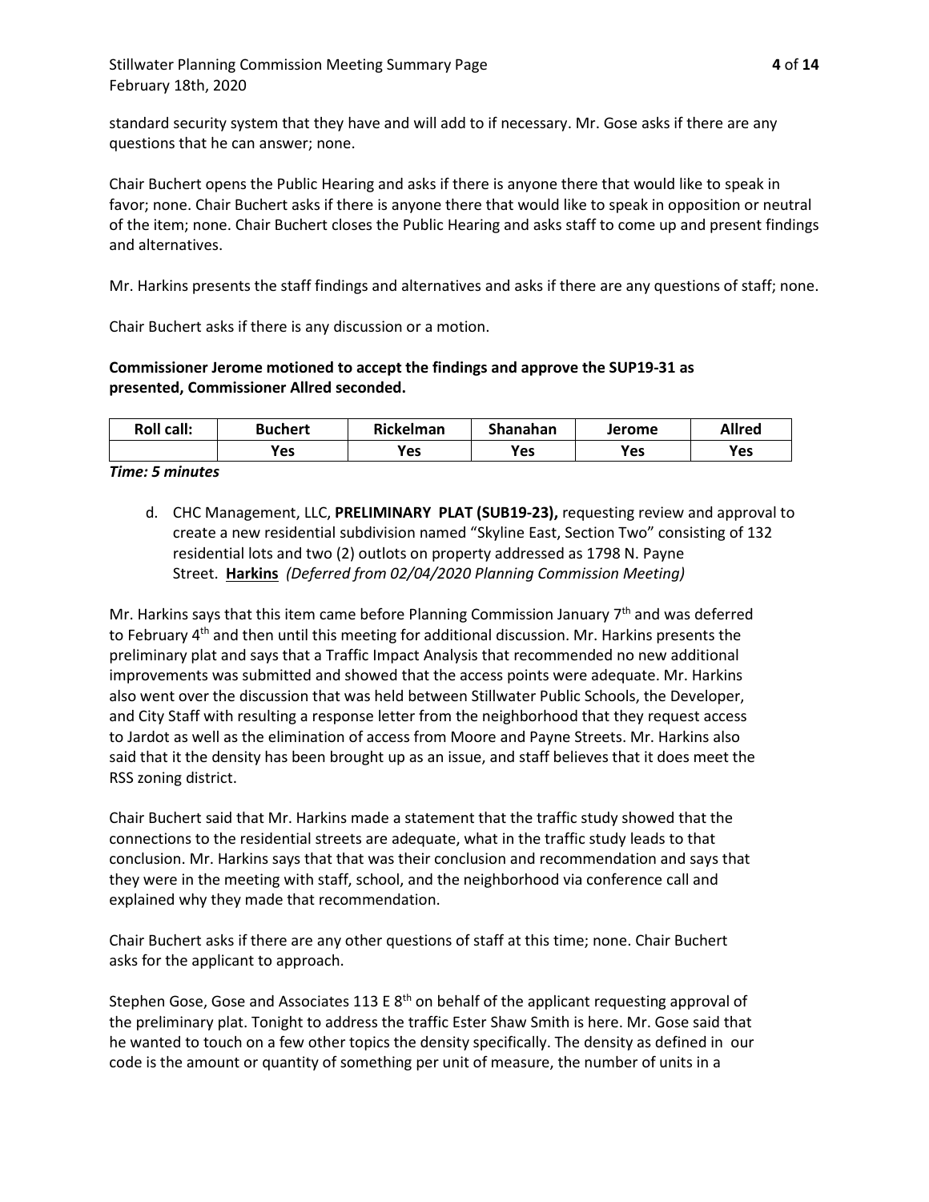standard security system that they have and will add to if necessary. Mr. Gose asks if there are any questions that he can answer; none.

Chair Buchert opens the Public Hearing and asks if there is anyone there that would like to speak in favor; none. Chair Buchert asks if there is anyone there that would like to speak in opposition or neutral of the item; none. Chair Buchert closes the Public Hearing and asks staff to come up and present findings and alternatives.

Mr. Harkins presents the staff findings and alternatives and asks if there are any questions of staff; none.

Chair Buchert asks if there is any discussion or a motion.

**Commissioner Jerome motioned to accept the findings and approve the SUP19-31 as presented, Commissioner Allred seconded.**

| Roll call: | Buchert | Rickelman | Shanahan | Jerome | Allred |
|---|---|---|---|---|---|
| | Yes | Yes | Yes | Yes | Yes |

***Time: 5 minutes***

d. CHC Management, LLC, **PRELIMINARY PLAT (SUB19-23),** requesting review and approval to create a new residential subdivision named "Skyline East, Section Two" consisting of 132 residential lots and two (2) outlots on property addressed as 1798 N. Payne Street. **Harkins** *(Deferred from 02/04/2020 Planning Commission Meeting)*

Mr. Harkins says that this item came before Planning Commission January 7th and was deferred to February 4th and then until this meeting for additional discussion. Mr. Harkins presents the preliminary plat and says that a Traffic Impact Analysis that recommended no new additional improvements was submitted and showed that the access points were adequate. Mr. Harkins also went over the discussion that was held between Stillwater Public Schools, the Developer, and City Staff with resulting a response letter from the neighborhood that they request access to Jardot as well as the elimination of access from Moore and Payne Streets. Mr. Harkins also said that it the density has been brought up as an issue, and staff believes that it does meet the RSS zoning district.

Chair Buchert said that Mr. Harkins made a statement that the traffic study showed that the connections to the residential streets are adequate, what in the traffic study leads to that conclusion. Mr. Harkins says that that was their conclusion and recommendation and says that they were in the meeting with staff, school, and the neighborhood via conference call and explained why they made that recommendation.

Chair Buchert asks if there are any other questions of staff at this time; none. Chair Buchert asks for the applicant to approach.

Stephen Gose, Gose and Associates 113 E 8th on behalf of the applicant requesting approval of the preliminary plat. Tonight to address the traffic Ester Shaw Smith is here. Mr. Gose said that he wanted to touch on a few other topics the density specifically. The density as defined in our code is the amount or quantity of something per unit of measure, the number of units in a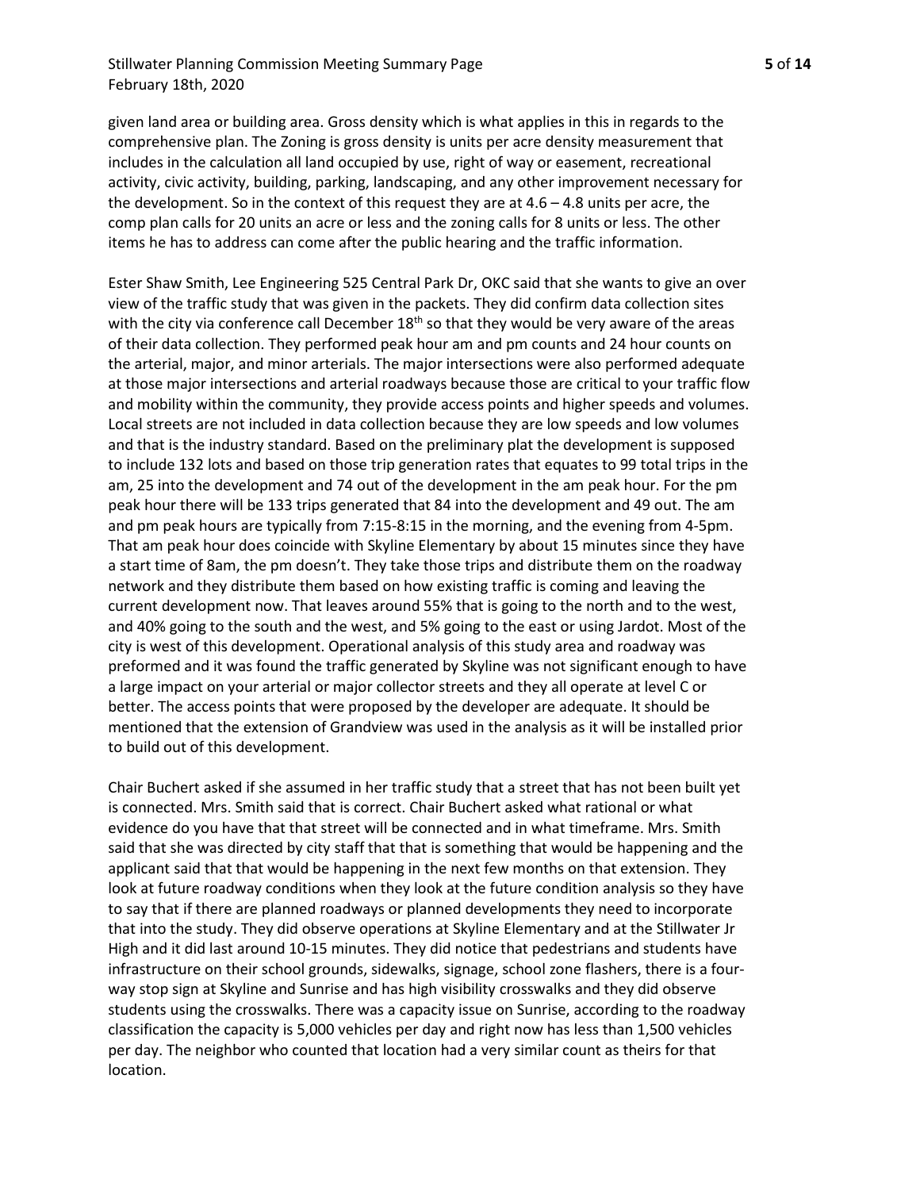given land area or building area. Gross density which is what applies in this in regards to the comprehensive plan. The Zoning is gross density is units per acre density measurement that includes in the calculation all land occupied by use, right of way or easement, recreational activity, civic activity, building, parking, landscaping, and any other improvement necessary for the development. So in the context of this request they are at 4.6 – 4.8 units per acre, the comp plan calls for 20 units an acre or less and the zoning calls for 8 units or less. The other items he has to address can come after the public hearing and the traffic information.

Ester Shaw Smith, Lee Engineering 525 Central Park Dr, OKC said that she wants to give an over view of the traffic study that was given in the packets. They did confirm data collection sites with the city via conference call December 18th so that they would be very aware of the areas of their data collection. They performed peak hour am and pm counts and 24 hour counts on the arterial, major, and minor arterials. The major intersections were also performed adequate at those major intersections and arterial roadways because those are critical to your traffic flow and mobility within the community, they provide access points and higher speeds and volumes. Local streets are not included in data collection because they are low speeds and low volumes and that is the industry standard. Based on the preliminary plat the development is supposed to include 132 lots and based on those trip generation rates that equates to 99 total trips in the am, 25 into the development and 74 out of the development in the am peak hour. For the pm peak hour there will be 133 trips generated that 84 into the development and 49 out. The am and pm peak hours are typically from 7:15-8:15 in the morning, and the evening from 4-5pm. That am peak hour does coincide with Skyline Elementary by about 15 minutes since they have a start time of 8am, the pm doesn't. They take those trips and distribute them on the roadway network and they distribute them based on how existing traffic is coming and leaving the current development now. That leaves around 55% that is going to the north and to the west, and 40% going to the south and the west, and 5% going to the east or using Jardot. Most of the city is west of this development. Operational analysis of this study area and roadway was preformed and it was found the traffic generated by Skyline was not significant enough to have a large impact on your arterial or major collector streets and they all operate at level C or better. The access points that were proposed by the developer are adequate. It should be mentioned that the extension of Grandview was used in the analysis as it will be installed prior to build out of this development.

Chair Buchert asked if she assumed in her traffic study that a street that has not been built yet is connected. Mrs. Smith said that is correct. Chair Buchert asked what rational or what evidence do you have that that street will be connected and in what timeframe. Mrs. Smith said that she was directed by city staff that that is something that would be happening and the applicant said that that would be happening in the next few months on that extension. They look at future roadway conditions when they look at the future condition analysis so they have to say that if there are planned roadways or planned developments they need to incorporate that into the study. They did observe operations at Skyline Elementary and at the Stillwater Jr High and it did last around 10-15 minutes. They did notice that pedestrians and students have infrastructure on their school grounds, sidewalks, signage, school zone flashers, there is a four-way stop sign at Skyline and Sunrise and has high visibility crosswalks and they did observe students using the crosswalks. There was a capacity issue on Sunrise, according to the roadway classification the capacity is 5,000 vehicles per day and right now has less than 1,500 vehicles per day. The neighbor who counted that location had a very similar count as theirs for that location.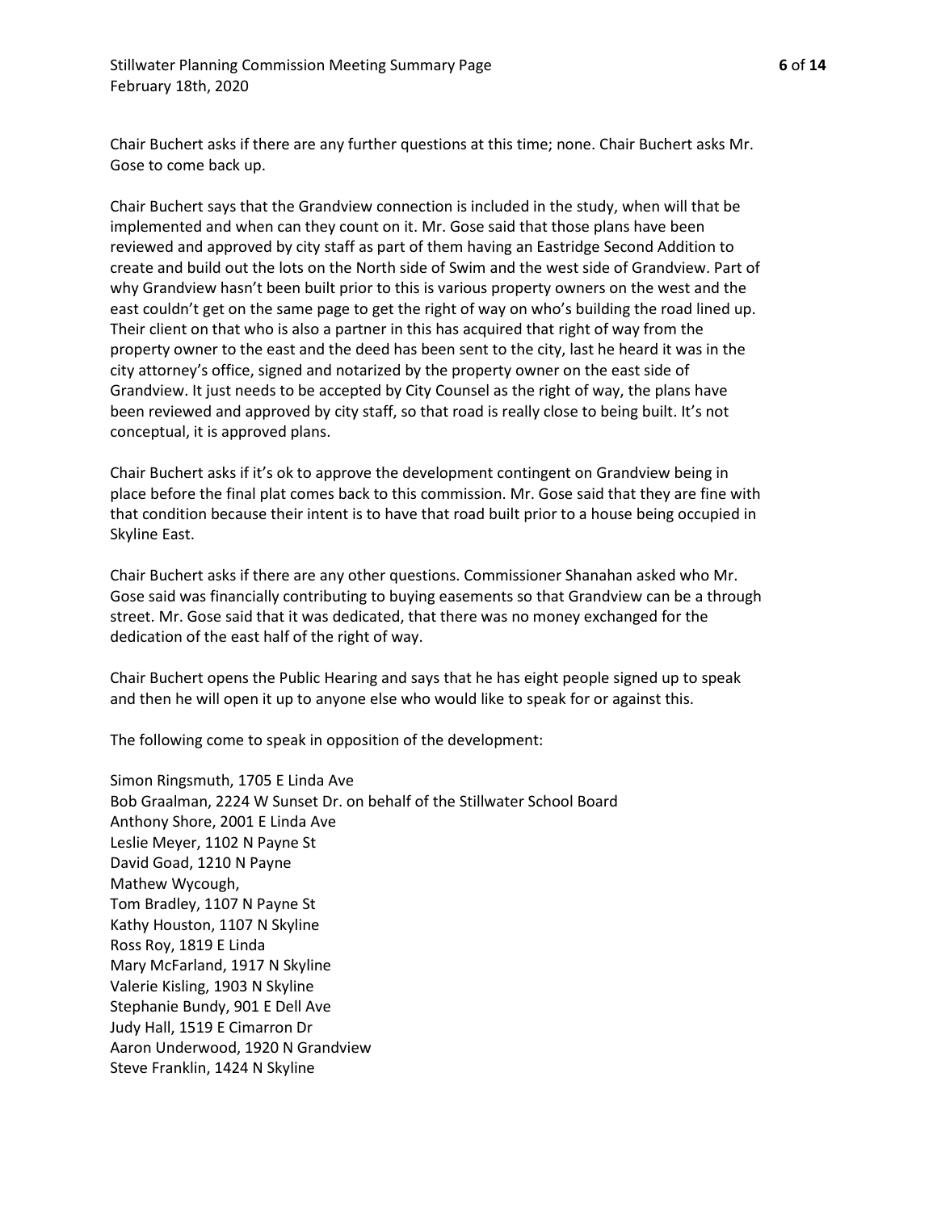Chair Buchert asks if there are any further questions at this time; none. Chair Buchert asks Mr. Gose to come back up.

Chair Buchert says that the Grandview connection is included in the study, when will that be implemented and when can they count on it. Mr. Gose said that those plans have been reviewed and approved by city staff as part of them having an Eastridge Second Addition to create and build out the lots on the North side of Swim and the west side of Grandview. Part of why Grandview hasn't been built prior to this is various property owners on the west and the east couldn't get on the same page to get the right of way on who's building the road lined up. Their client on that who is also a partner in this has acquired that right of way from the property owner to the east and the deed has been sent to the city, last he heard it was in the city attorney's office, signed and notarized by the property owner on the east side of Grandview. It just needs to be accepted by City Counsel as the right of way, the plans have been reviewed and approved by city staff, so that road is really close to being built. It's not conceptual, it is approved plans.

Chair Buchert asks if it's ok to approve the development contingent on Grandview being in place before the final plat comes back to this commission. Mr. Gose said that they are fine with that condition because their intent is to have that road built prior to a house being occupied in Skyline East.

Chair Buchert asks if there are any other questions. Commissioner Shanahan asked who Mr. Gose said was financially contributing to buying easements so that Grandview can be a through street. Mr. Gose said that it was dedicated, that there was no money exchanged for the dedication of the east half of the right of way.

Chair Buchert opens the Public Hearing and says that he has eight people signed up to speak and then he will open it up to anyone else who would like to speak for or against this.

The following come to speak in opposition of the development:

Simon Ringsmuth, 1705 E Linda Ave
Bob Graalman, 2224 W Sunset Dr. on behalf of the Stillwater School Board
Anthony Shore, 2001 E Linda Ave
Leslie Meyer, 1102 N Payne St
David Goad, 1210 N Payne
Mathew Wycough,
Tom Bradley, 1107 N Payne St
Kathy Houston, 1107 N Skyline
Ross Roy, 1819 E Linda
Mary McFarland, 1917 N Skyline
Valerie Kisling, 1903 N Skyline
Stephanie Bundy, 901 E Dell Ave
Judy Hall, 1519 E Cimarron Dr
Aaron Underwood, 1920 N Grandview
Steve Franklin, 1424 N Skyline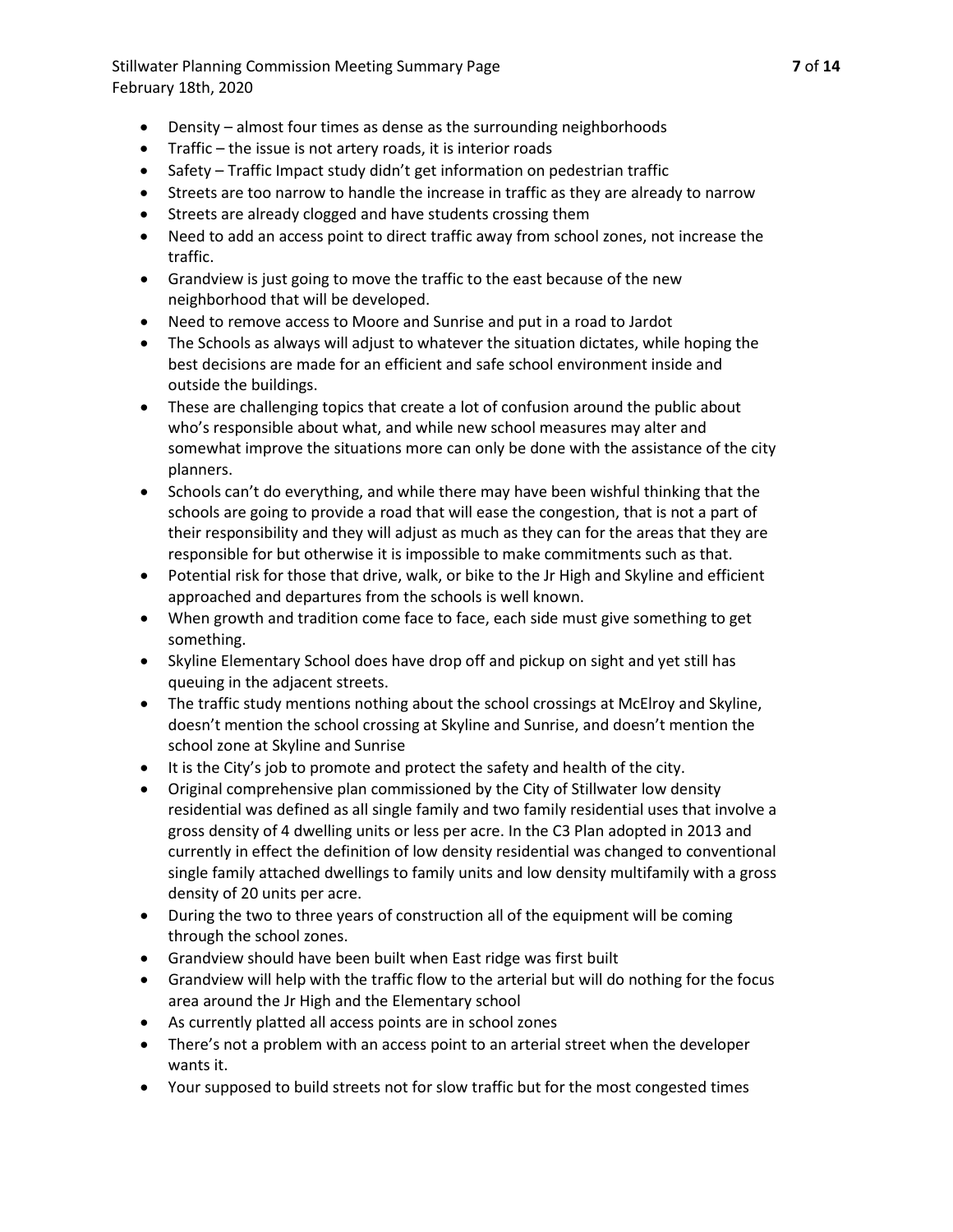- Density – almost four times as dense as the surrounding neighborhoods
- Traffic – the issue is not artery roads, it is interior roads
- Safety – Traffic Impact study didn't get information on pedestrian traffic
- Streets are too narrow to handle the increase in traffic as they are already to narrow
- Streets are already clogged and have students crossing them
- Need to add an access point to direct traffic away from school zones, not increase the traffic.
- Grandview is just going to move the traffic to the east because of the new neighborhood that will be developed.
- Need to remove access to Moore and Sunrise and put in a road to Jardot
- The Schools as always will adjust to whatever the situation dictates, while hoping the best decisions are made for an efficient and safe school environment inside and outside the buildings.
- These are challenging topics that create a lot of confusion around the public about who's responsible about what, and while new school measures may alter and somewhat improve the situations more can only be done with the assistance of the city planners.
- Schools can't do everything, and while there may have been wishful thinking that the schools are going to provide a road that will ease the congestion, that is not a part of their responsibility and they will adjust as much as they can for the areas that they are responsible for but otherwise it is impossible to make commitments such as that.
- Potential risk for those that drive, walk, or bike to the Jr High and Skyline and efficient approached and departures from the schools is well known.
- When growth and tradition come face to face, each side must give something to get something.
- Skyline Elementary School does have drop off and pickup on sight and yet still has queuing in the adjacent streets.
- The traffic study mentions nothing about the school crossings at McElroy and Skyline, doesn't mention the school crossing at Skyline and Sunrise, and doesn't mention the school zone at Skyline and Sunrise
- It is the City's job to promote and protect the safety and health of the city.
- Original comprehensive plan commissioned by the City of Stillwater low density residential was defined as all single family and two family residential uses that involve a gross density of 4 dwelling units or less per acre. In the C3 Plan adopted in 2013 and currently in effect the definition of low density residential was changed to conventional single family attached dwellings to family units and low density multifamily with a gross density of 20 units per acre.
- During the two to three years of construction all of the equipment will be coming through the school zones.
- Grandview should have been built when East ridge was first built
- Grandview will help with the traffic flow to the arterial but will do nothing for the focus area around the Jr High and the Elementary school
- As currently platted all access points are in school zones
- There's not a problem with an access point to an arterial street when the developer wants it.
- Your supposed to build streets not for slow traffic but for the most congested times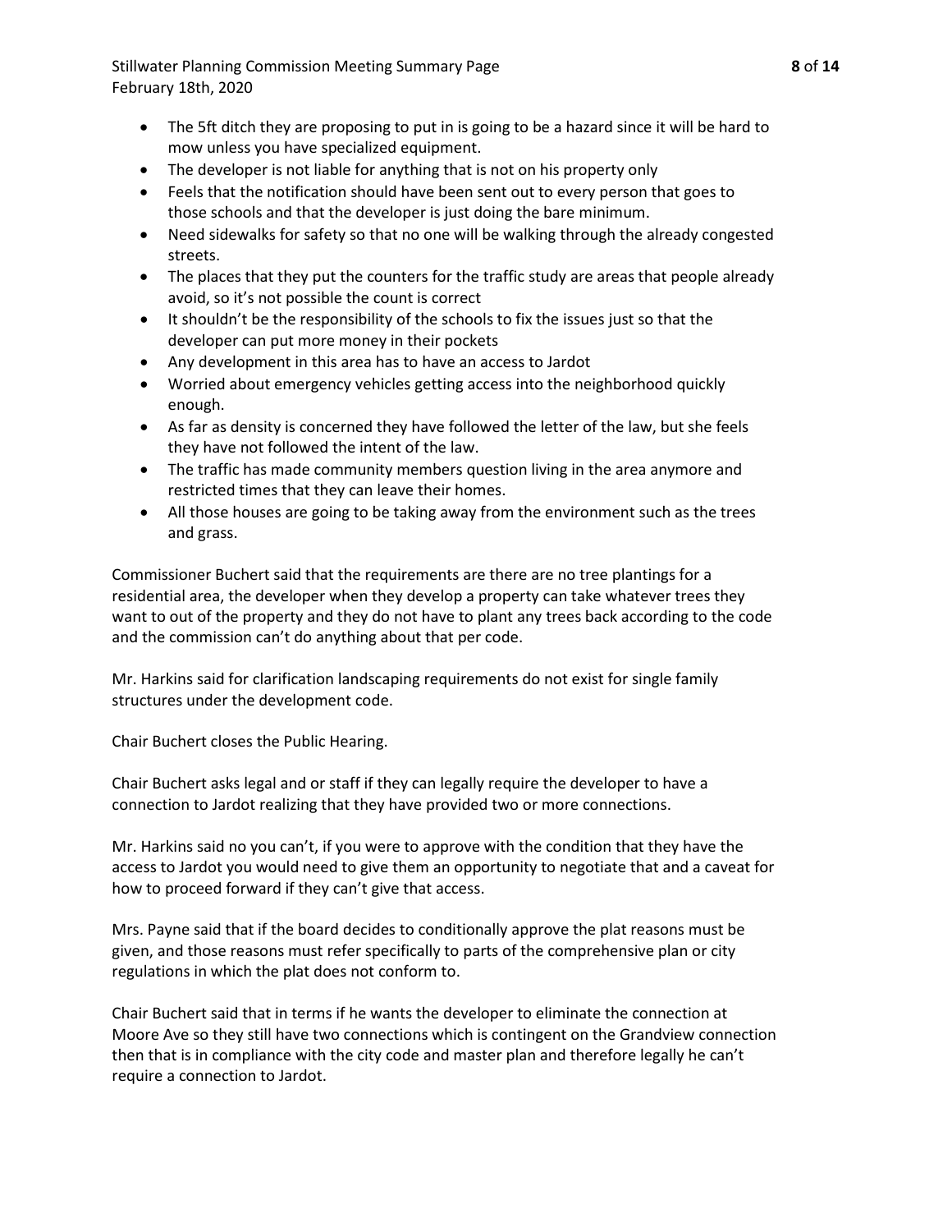- The 5ft ditch they are proposing to put in is going to be a hazard since it will be hard to mow unless you have specialized equipment.
- The developer is not liable for anything that is not on his property only
- Feels that the notification should have been sent out to every person that goes to those schools and that the developer is just doing the bare minimum.
- Need sidewalks for safety so that no one will be walking through the already congested streets.
- The places that they put the counters for the traffic study are areas that people already avoid, so it's not possible the count is correct
- It shouldn't be the responsibility of the schools to fix the issues just so that the developer can put more money in their pockets
- Any development in this area has to have an access to Jardot
- Worried about emergency vehicles getting access into the neighborhood quickly enough.
- As far as density is concerned they have followed the letter of the law, but she feels they have not followed the intent of the law.
- The traffic has made community members question living in the area anymore and restricted times that they can leave their homes.
- All those houses are going to be taking away from the environment such as the trees and grass.

Commissioner Buchert said that the requirements are there are no tree plantings for a residential area, the developer when they develop a property can take whatever trees they want to out of the property and they do not have to plant any trees back according to the code and the commission can't do anything about that per code.

Mr. Harkins said for clarification landscaping requirements do not exist for single family structures under the development code.

Chair Buchert closes the Public Hearing.

Chair Buchert asks legal and or staff if they can legally require the developer to have a connection to Jardot realizing that they have provided two or more connections.

Mr. Harkins said no you can't, if you were to approve with the condition that they have the access to Jardot you would need to give them an opportunity to negotiate that and a caveat for how to proceed forward if they can't give that access.

Mrs. Payne said that if the board decides to conditionally approve the plat reasons must be given, and those reasons must refer specifically to parts of the comprehensive plan or city regulations in which the plat does not conform to.

Chair Buchert said that in terms if he wants the developer to eliminate the connection at Moore Ave so they still have two connections which is contingent on the Grandview connection then that is in compliance with the city code and master plan and therefore legally he can't require a connection to Jardot.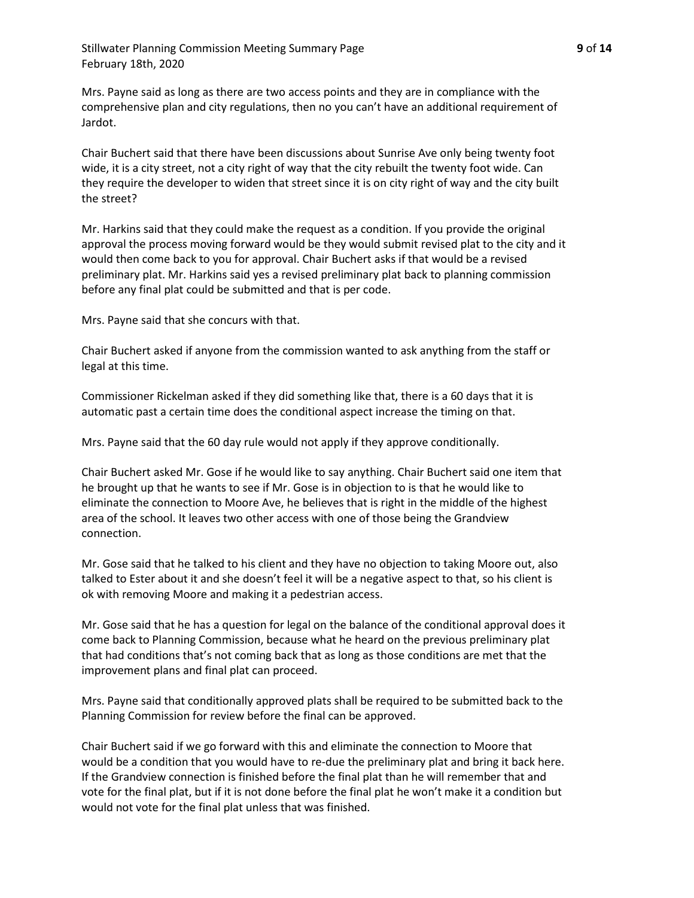Mrs. Payne said as long as there are two access points and they are in compliance with the comprehensive plan and city regulations, then no you can't have an additional requirement of Jardot.

Chair Buchert said that there have been discussions about Sunrise Ave only being twenty foot wide, it is a city street, not a city right of way that the city rebuilt the twenty foot wide. Can they require the developer to widen that street since it is on city right of way and the city built the street?

Mr. Harkins said that they could make the request as a condition. If you provide the original approval the process moving forward would be they would submit revised plat to the city and it would then come back to you for approval. Chair Buchert asks if that would be a revised preliminary plat. Mr. Harkins said yes a revised preliminary plat back to planning commission before any final plat could be submitted and that is per code.

Mrs. Payne said that she concurs with that.

Chair Buchert asked if anyone from the commission wanted to ask anything from the staff or legal at this time.

Commissioner Rickelman asked if they did something like that, there is a 60 days that it is automatic past a certain time does the conditional aspect increase the timing on that.

Mrs. Payne said that the 60 day rule would not apply if they approve conditionally.

Chair Buchert asked Mr. Gose if he would like to say anything. Chair Buchert said one item that he brought up that he wants to see if Mr. Gose is in objection to is that he would like to eliminate the connection to Moore Ave, he believes that is right in the middle of the highest area of the school. It leaves two other access with one of those being the Grandview connection.

Mr. Gose said that he talked to his client and they have no objection to taking Moore out, also talked to Ester about it and she doesn't feel it will be a negative aspect to that, so his client is ok with removing Moore and making it a pedestrian access.

Mr. Gose said that he has a question for legal on the balance of the conditional approval does it come back to Planning Commission, because what he heard on the previous preliminary plat that had conditions that's not coming back that as long as those conditions are met that the improvement plans and final plat can proceed.

Mrs. Payne said that conditionally approved plats shall be required to be submitted back to the Planning Commission for review before the final can be approved.

Chair Buchert said if we go forward with this and eliminate the connection to Moore that would be a condition that you would have to re-due the preliminary plat and bring it back here. If the Grandview connection is finished before the final plat than he will remember that and vote for the final plat, but if it is not done before the final plat he won't make it a condition but would not vote for the final plat unless that was finished.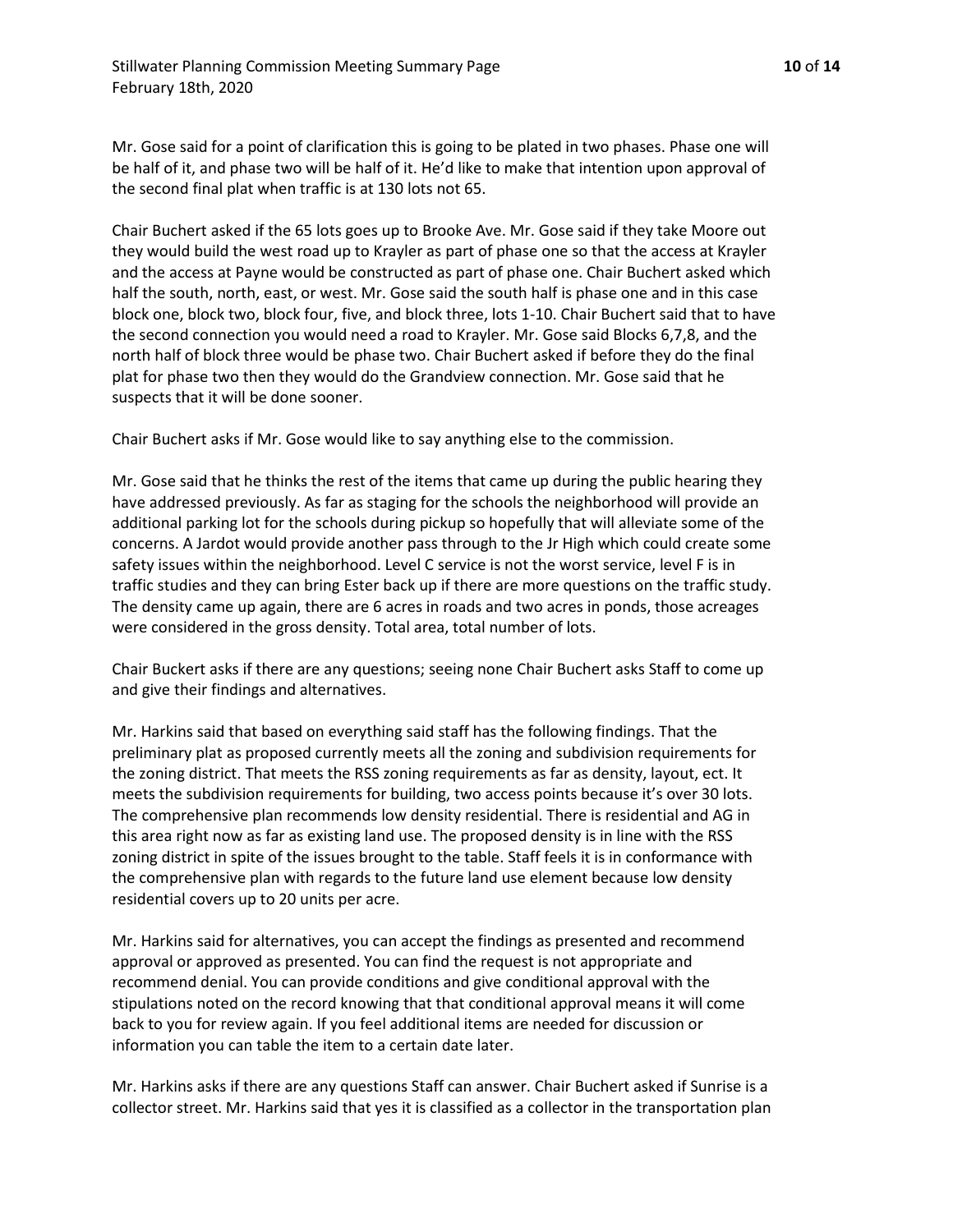Mr. Gose said for a point of clarification this is going to be plated in two phases. Phase one will be half of it, and phase two will be half of it. He'd like to make that intention upon approval of the second final plat when traffic is at 130 lots not 65.

Chair Buchert asked if the 65 lots goes up to Brooke Ave. Mr. Gose said if they take Moore out they would build the west road up to Krayler as part of phase one so that the access at Krayler and the access at Payne would be constructed as part of phase one. Chair Buchert asked which half the south, north, east, or west. Mr. Gose said the south half is phase one and in this case block one, block two, block four, five, and block three, lots 1-10. Chair Buchert said that to have the second connection you would need a road to Krayler. Mr. Gose said Blocks 6,7,8, and the north half of block three would be phase two. Chair Buchert asked if before they do the final plat for phase two then they would do the Grandview connection. Mr. Gose said that he suspects that it will be done sooner.

Chair Buchert asks if Mr. Gose would like to say anything else to the commission.

Mr. Gose said that he thinks the rest of the items that came up during the public hearing they have addressed previously. As far as staging for the schools the neighborhood will provide an additional parking lot for the schools during pickup so hopefully that will alleviate some of the concerns. A Jardot would provide another pass through to the Jr High which could create some safety issues within the neighborhood. Level C service is not the worst service, level F is in traffic studies and they can bring Ester back up if there are more questions on the traffic study. The density came up again, there are 6 acres in roads and two acres in ponds, those acreages were considered in the gross density. Total area, total number of lots.

Chair Buckert asks if there are any questions; seeing none Chair Buchert asks Staff to come up and give their findings and alternatives.

Mr. Harkins said that based on everything said staff has the following findings. That the preliminary plat as proposed currently meets all the zoning and subdivision requirements for the zoning district. That meets the RSS zoning requirements as far as density, layout, ect. It meets the subdivision requirements for building, two access points because it's over 30 lots. The comprehensive plan recommends low density residential. There is residential and AG in this area right now as far as existing land use. The proposed density is in line with the RSS zoning district in spite of the issues brought to the table. Staff feels it is in conformance with the comprehensive plan with regards to the future land use element because low density residential covers up to 20 units per acre.

Mr. Harkins said for alternatives, you can accept the findings as presented and recommend approval or approved as presented. You can find the request is not appropriate and recommend denial. You can provide conditions and give conditional approval with the stipulations noted on the record knowing that that conditional approval means it will come back to you for review again. If you feel additional items are needed for discussion or information you can table the item to a certain date later.

Mr. Harkins asks if there are any questions Staff can answer. Chair Buchert asked if Sunrise is a collector street. Mr. Harkins said that yes it is classified as a collector in the transportation plan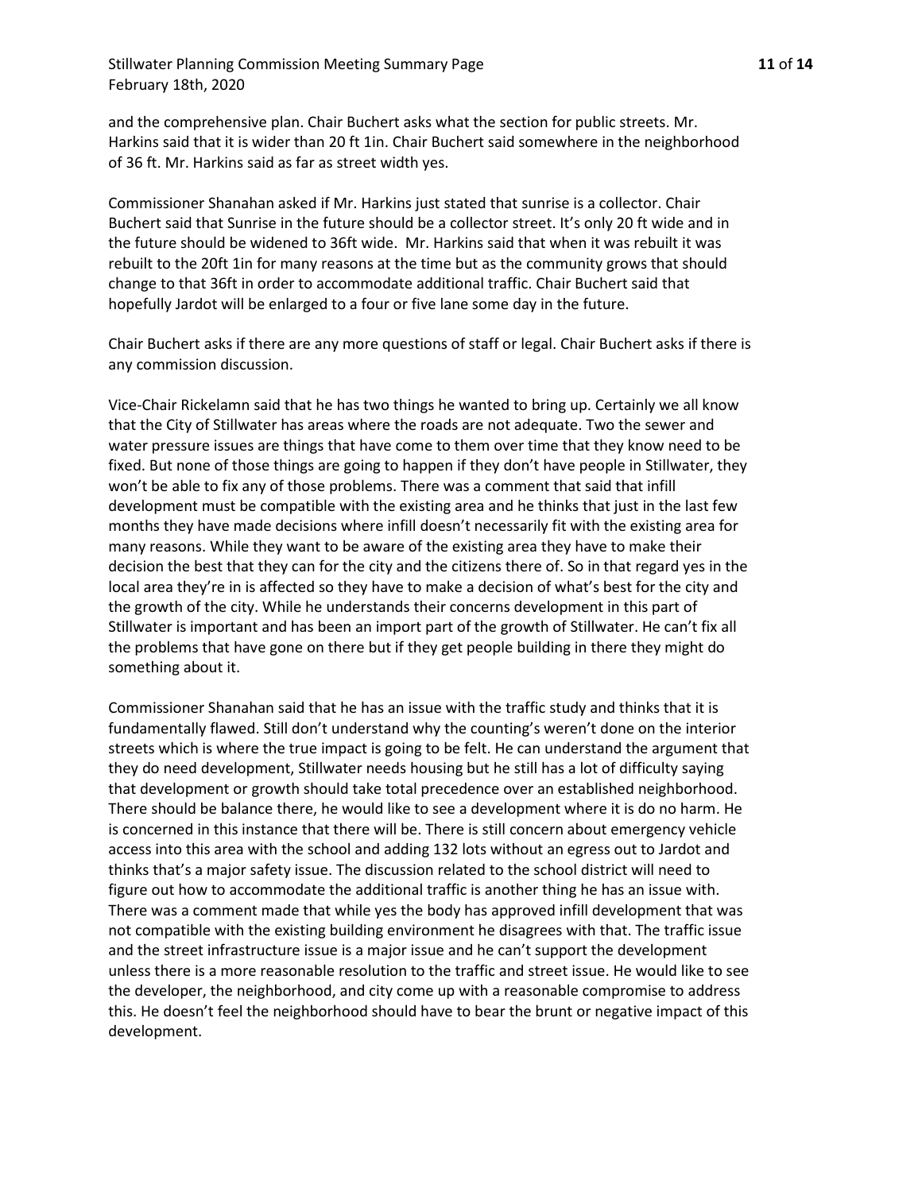and the comprehensive plan. Chair Buchert asks what the section for public streets. Mr. Harkins said that it is wider than 20 ft 1in. Chair Buchert said somewhere in the neighborhood of 36 ft. Mr. Harkins said as far as street width yes.

Commissioner Shanahan asked if Mr. Harkins just stated that sunrise is a collector. Chair Buchert said that Sunrise in the future should be a collector street. It's only 20 ft wide and in the future should be widened to 36ft wide. Mr. Harkins said that when it was rebuilt it was rebuilt to the 20ft 1in for many reasons at the time but as the community grows that should change to that 36ft in order to accommodate additional traffic. Chair Buchert said that hopefully Jardot will be enlarged to a four or five lane some day in the future.

Chair Buchert asks if there are any more questions of staff or legal. Chair Buchert asks if there is any commission discussion.

Vice-Chair Rickelamn said that he has two things he wanted to bring up. Certainly we all know that the City of Stillwater has areas where the roads are not adequate. Two the sewer and water pressure issues are things that have come to them over time that they know need to be fixed. But none of those things are going to happen if they don't have people in Stillwater, they won't be able to fix any of those problems. There was a comment that said that infill development must be compatible with the existing area and he thinks that just in the last few months they have made decisions where infill doesn't necessarily fit with the existing area for many reasons. While they want to be aware of the existing area they have to make their decision the best that they can for the city and the citizens there of. So in that regard yes in the local area they're in is affected so they have to make a decision of what's best for the city and the growth of the city. While he understands their concerns development in this part of Stillwater is important and has been an import part of the growth of Stillwater. He can't fix all the problems that have gone on there but if they get people building in there they might do something about it.

Commissioner Shanahan said that he has an issue with the traffic study and thinks that it is fundamentally flawed. Still don't understand why the counting's weren't done on the interior streets which is where the true impact is going to be felt. He can understand the argument that they do need development, Stillwater needs housing but he still has a lot of difficulty saying that development or growth should take total precedence over an established neighborhood. There should be balance there, he would like to see a development where it is do no harm. He is concerned in this instance that there will be. There is still concern about emergency vehicle access into this area with the school and adding 132 lots without an egress out to Jardot and thinks that's a major safety issue. The discussion related to the school district will need to figure out how to accommodate the additional traffic is another thing he has an issue with. There was a comment made that while yes the body has approved infill development that was not compatible with the existing building environment he disagrees with that. The traffic issue and the street infrastructure issue is a major issue and he can't support the development unless there is a more reasonable resolution to the traffic and street issue. He would like to see the developer, the neighborhood, and city come up with a reasonable compromise to address this. He doesn't feel the neighborhood should have to bear the brunt or negative impact of this development.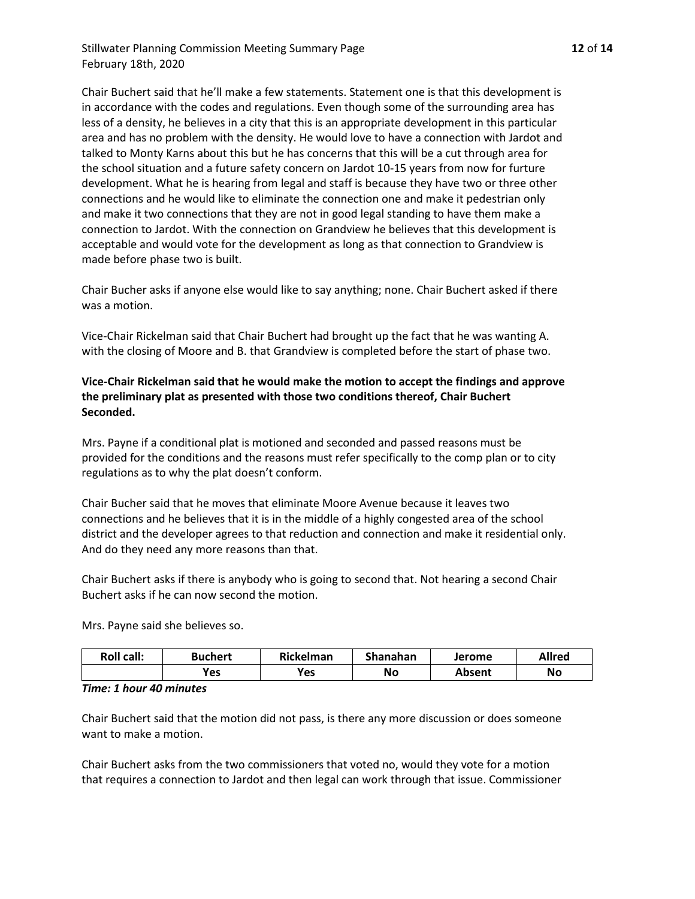Chair Buchert said that he'll make a few statements. Statement one is that this development is in accordance with the codes and regulations. Even though some of the surrounding area has less of a density, he believes in a city that this is an appropriate development in this particular area and has no problem with the density. He would love to have a connection with Jardot and talked to Monty Karns about this but he has concerns that this will be a cut through area for the school situation and a future safety concern on Jardot 10-15 years from now for furture development. What he is hearing from legal and staff is because they have two or three other connections and he would like to eliminate the connection one and make it pedestrian only and make it two connections that they are not in good legal standing to have them make a connection to Jardot. With the connection on Grandview he believes that this development is acceptable and would vote for the development as long as that connection to Grandview is made before phase two is built.

Chair Bucher asks if anyone else would like to say anything; none. Chair Buchert asked if there was a motion.

Vice-Chair Rickelman said that Chair Buchert had brought up the fact that he was wanting A. with the closing of Moore and B. that Grandview is completed before the start of phase two.

**Vice-Chair Rickelman said that he would make the motion to accept the findings and approve the preliminary plat as presented with those two conditions thereof, Chair Buchert Seconded.**

Mrs. Payne if a conditional plat is motioned and seconded and passed reasons must be provided for the conditions and the reasons must refer specifically to the comp plan or to city regulations as to why the plat doesn't conform.

Chair Bucher said that he moves that eliminate Moore Avenue because it leaves two connections and he believes that it is in the middle of a highly congested area of the school district and the developer agrees to that reduction and connection and make it residential only. And do they need any more reasons than that.

Chair Buchert asks if there is anybody who is going to second that. Not hearing a second Chair Buchert asks if he can now second the motion.

Mrs. Payne said she believes so.

| Roll call: | Buchert | Rickelman | Shanahan | Jerome | Allred |
|---|---|---|---|---|---|
| | Yes | Yes | No | Absent | No |

***Time: 1 hour 40 minutes***

Chair Buchert said that the motion did not pass, is there any more discussion or does someone want to make a motion.

Chair Buchert asks from the two commissioners that voted no, would they vote for a motion that requires a connection to Jardot and then legal can work through that issue. Commissioner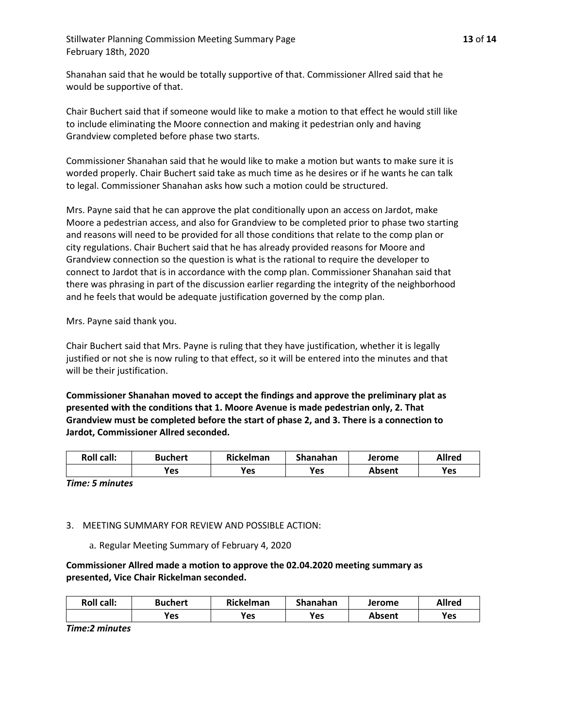Shanahan said that he would be totally supportive of that. Commissioner Allred said that he would be supportive of that.

Chair Buchert said that if someone would like to make a motion to that effect he would still like to include eliminating the Moore connection and making it pedestrian only and having Grandview completed before phase two starts.

Commissioner Shanahan said that he would like to make a motion but wants to make sure it is worded properly. Chair Buchert said take as much time as he desires or if he wants he can talk to legal. Commissioner Shanahan asks how such a motion could be structured.

Mrs. Payne said that he can approve the plat conditionally upon an access on Jardot, make Moore a pedestrian access, and also for Grandview to be completed prior to phase two starting and reasons will need to be provided for all those conditions that relate to the comp plan or city regulations. Chair Buchert said that he has already provided reasons for Moore and Grandview connection so the question is what is the rational to require the developer to connect to Jardot that is in accordance with the comp plan. Commissioner Shanahan said that there was phrasing in part of the discussion earlier regarding the integrity of the neighborhood and he feels that would be adequate justification governed by the comp plan.

Mrs. Payne said thank you.

Chair Buchert said that Mrs. Payne is ruling that they have justification, whether it is legally justified or not she is now ruling to that effect, so it will be entered into the minutes and that will be their justification.

**Commissioner Shanahan moved to accept the findings and approve the preliminary plat as presented with the conditions that 1. Moore Avenue is made pedestrian only, 2. That Grandview must be completed before the start of phase 2, and 3. There is a connection to Jardot, Commissioner Allred seconded.**

| Roll call: | Buchert | Rickelman | Shanahan | Jerome | Allred |
|---|---|---|---|---|---|
| | Yes | Yes | Yes | Absent | Yes |

***Time: 5 minutes***

3. MEETING SUMMARY FOR REVIEW AND POSSIBLE ACTION:

   a. Regular Meeting Summary of February 4, 2020

**Commissioner Allred made a motion to approve the 02.04.2020 meeting summary as presented, Vice Chair Rickelman seconded.**

| Roll call: | Buchert | Rickelman | Shanahan | Jerome | Allred |
|---|---|---|---|---|---|
| | Yes | Yes | Yes | Absent | Yes |

***Time:2 minutes***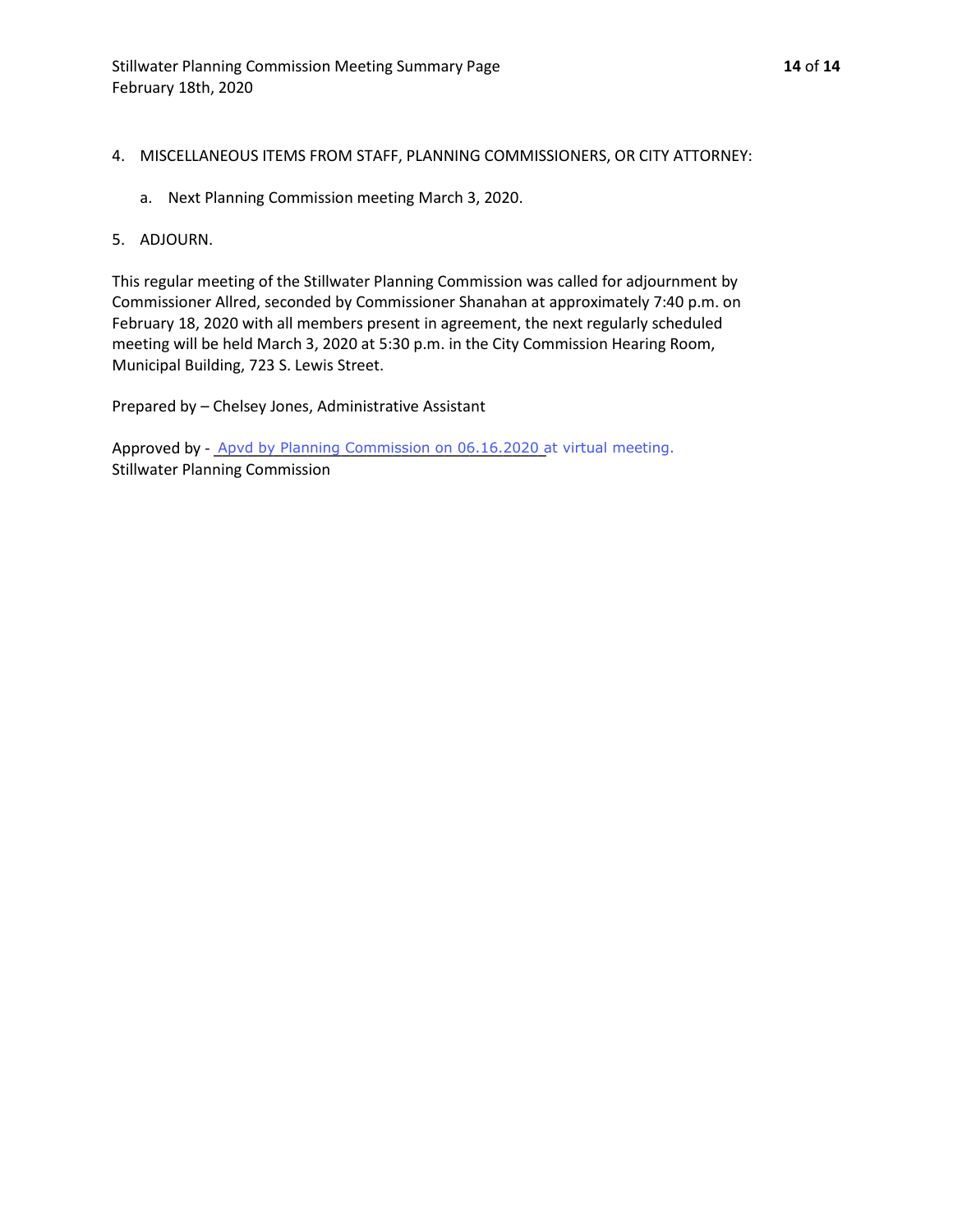4. MISCELLANEOUS ITEMS FROM STAFF, PLANNING COMMISSIONERS, OR CITY ATTORNEY:

   a. Next Planning Commission meeting March 3, 2020.

5. ADJOURN.

This regular meeting of the Stillwater Planning Commission was called for adjournment by Commissioner Allred, seconded by Commissioner Shanahan at approximately 7:40 p.m. on February 18, 2020 with all members present in agreement, the next regularly scheduled meeting will be held March 3, 2020 at 5:30 p.m. in the City Commission Hearing Room, Municipal Building, 723 S. Lewis Street.

Prepared by – Chelsey Jones, Administrative Assistant

Approved by - Apvd by Planning Commission on 06.16.2020 at virtual meeting.
Stillwater Planning Commission